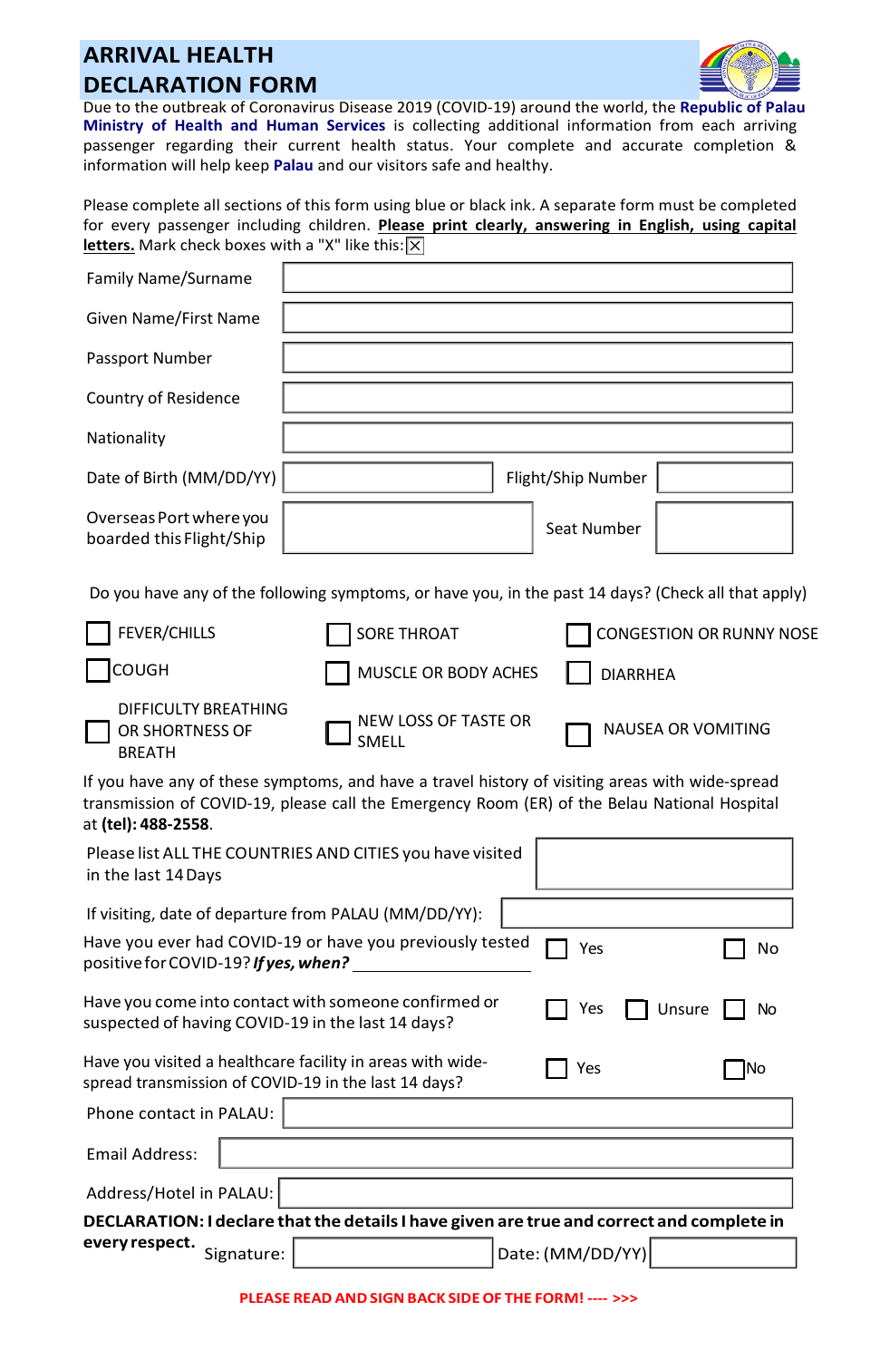# ARRIVAL HEALTH DECLARATION FORM

Due to the outbreak of Coronavirus Disease 2019 (COVID-19) around the world, the **Republic of Palau Ministry of Health and Human Services** is collecting additional information from each arriving passenger regarding their current health status. Your complete and accurate completion & information will help keep **Palau** and our visitors safe and healthy.

Please complete all sections of this form using blue or black ink. A separate form must be completed for every passenger including children. **Please print clearly, answering in English, using capital letters.** Mark check boxes with a "X" like this: ☒

| | | | |
|---|---|---|---|
| Family Name/Surname | | | |
| Given Name/First Name | | | |
| Passport Number | | | |
| Country of Residence | | | |
| Nationality | | | |
| Date of Birth (MM/DD/YY) | | Flight/Ship Number | |
| Overseas Port where you boarded this Flight/Ship | | Seat Number | |

Do you have any of the following symptoms, or have you, in the past 14 days? (Check all that apply)

| | | |
|---|---|---|
| ☐ FEVER/CHILLS | ☐ SORE THROAT | ☐ CONGESTION OR RUNNY NOSE |
| ☐ COUGH | ☐ MUSCLE OR BODY ACHES | ☐ DIARRHEA |
| ☐ DIFFICULTY BREATHING OR SHORTNESS OF BREATH | ☐ NEW LOSS OF TASTE OR SMELL | ☐ NAUSEA OR VOMITING |

If you have any of these symptoms, and have a travel history of visiting areas with wide-spread transmission of COVID-19, please call the Emergency Room (ER) of the Belau National Hospital at **(tel): 488-2558**.

| | |
|---|---|
| Please list ALL THE COUNTRIES AND CITIES you have visited in the last 14 Days | |
| If visiting, date of departure from PALAU (MM/DD/YY): | |

Have you ever had COVID-19 or have you previously tested positive for COVID-19? ***If yes, when?*** ________ ☐ Yes ☐ No

Have you come into contact with someone confirmed or suspected of having COVID-19 in the last 14 days? ☐ Yes ☐ Unsure ☐ No

Have you visited a healthcare facility in areas with wide-spread transmission of COVID-19 in the last 14 days? ☐ Yes ☐ No

| | |
|---|---|
| Phone contact in PALAU: | |
| Email Address: | |
| Address/Hotel in PALAU: | |

**DECLARATION: I declare that the details I have given are true and correct and complete in every respect.** Signature: ________ Date: (MM/DD/YY) ________

**PLEASE READ AND SIGN BACK SIDE OF THE FORM! ---- >>>**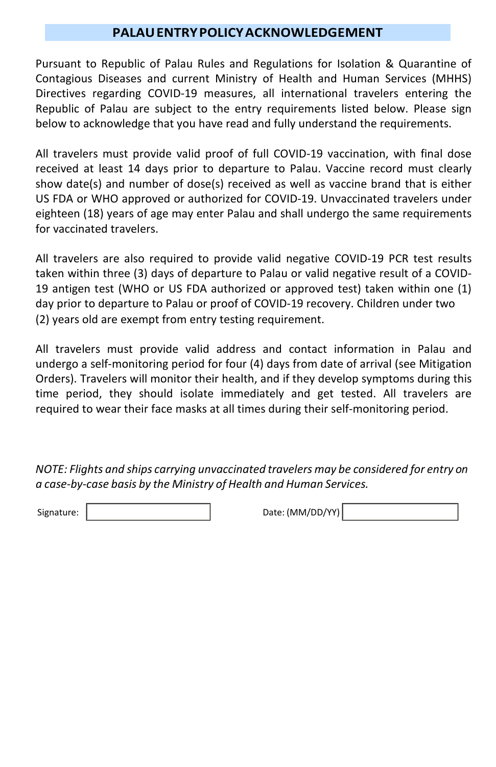# PALAU ENTRY POLICY ACKNOWLEDGEMENT

Pursuant to Republic of Palau Rules and Regulations for Isolation & Quarantine of Contagious Diseases and current Ministry of Health and Human Services (MHHS) Directives regarding COVID-19 measures, all international travelers entering the Republic of Palau are subject to the entry requirements listed below. Please sign below to acknowledge that you have read and fully understand the requirements.

All travelers must provide valid proof of full COVID-19 vaccination, with final dose received at least 14 days prior to departure to Palau. Vaccine record must clearly show date(s) and number of dose(s) received as well as vaccine brand that is either US FDA or WHO approved or authorized for COVID-19. Unvaccinated travelers under eighteen (18) years of age may enter Palau and shall undergo the same requirements for vaccinated travelers.

All travelers are also required to provide valid negative COVID-19 PCR test results taken within three (3) days of departure to Palau or valid negative result of a COVID-19 antigen test (WHO or US FDA authorized or approved test) taken within one (1) day prior to departure to Palau or proof of COVID-19 recovery. Children under two (2) years old are exempt from entry testing requirement.

All travelers must provide valid address and contact information in Palau and undergo a self-monitoring period for four (4) days from date of arrival (see Mitigation Orders). Travelers will monitor their health, and if they develop symptoms during this time period, they should isolate immediately and get tested. All travelers are required to wear their face masks at all times during their self-monitoring period.

*NOTE: Flights and ships carrying unvaccinated travelers may be considered for entry on a case-by-case basis by the Ministry of Health and Human Services.*

Signature: ____________________ Date: (MM/DD/YY) ____________________